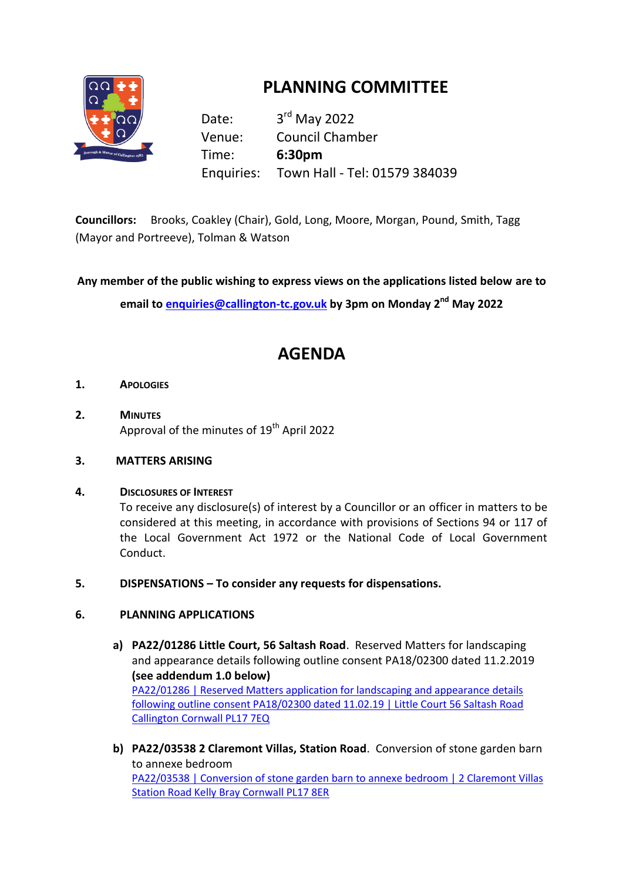# PLANNING COMMITTEE

Date: 3rd May 2022
Venue: Council Chamber
Time: **6:30pm**
Enquiries: Town Hall - Tel: 01579 384039

**Councillors:** Brooks, Coakley (Chair), Gold, Long, Moore, Morgan, Pound, Smith, Tagg (Mayor and Portreeve), Tolman & Watson

**Any member of the public wishing to express views on the applications listed below are to email to enquiries@callington-tc.gov.uk by 3pm on Monday 2nd May 2022**

## AGENDA

1. **APOLOGIES**

2. **MINUTES**
   Approval of the minutes of 19th April 2022

3. **MATTERS ARISING**

4. **DISCLOSURES OF INTEREST**
   To receive any disclosure(s) of interest by a Councillor or an officer in matters to be considered at this meeting, in accordance with provisions of Sections 94 or 117 of the Local Government Act 1972 or the National Code of Local Government Conduct.

5. **DISPENSATIONS – To consider any requests for dispensations.**

6. **PLANNING APPLICATIONS**

   a) **PA22/01286 Little Court, 56 Saltash Road**. Reserved Matters for landscaping and appearance details following outline consent PA18/02300 dated 11.2.2019 **(see addendum 1.0 below)**
   PA22/01286 | Reserved Matters application for landscaping and appearance details following outline consent PA18/02300 dated 11.02.19 | Little Court 56 Saltash Road Callington Cornwall PL17 7EQ

   b) **PA22/03538 2 Claremont Villas, Station Road**. Conversion of stone garden barn to annexe bedroom
   PA22/03538 | Conversion of stone garden barn to annexe bedroom | 2 Claremont Villas Station Road Kelly Bray Cornwall PL17 8ER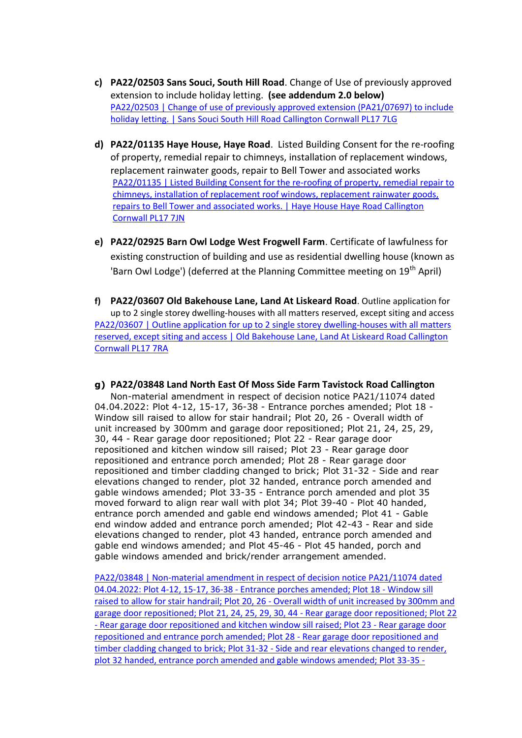c) **PA22/02503 Sans Souci, South Hill Road**. Change of Use of previously approved extension to include holiday letting. **(see addendum 2.0 below)**
[PA22/02503 | Change of use of previously approved extension (PA21/07697) to include holiday letting. | Sans Souci South Hill Road Callington Cornwall PL17 7LG]

d) **PA22/01135 Haye House, Haye Road**. Listed Building Consent for the re-roofing of property, remedial repair to chimneys, installation of replacement windows, replacement rainwater goods, repair to Bell Tower and associated works
[PA22/01135 | Listed Building Consent for the re-roofing of property, remedial repair to chimneys, installation of replacement roof windows, replacement rainwater goods, repairs to Bell Tower and associated works. | Haye House Haye Road Callington Cornwall PL17 7JN]

e) **PA22/02925 Barn Owl Lodge West Frogwell Farm**. Certificate of lawfulness for existing construction of building and use as residential dwelling house (known as 'Barn Owl Lodge') (deferred at the Planning Committee meeting on 19th April)

f) **PA22/03607 Old Bakehouse Lane, Land At Liskeard Road**. Outline application for up to 2 single storey dwelling-houses with all matters reserved, except siting and access
[PA22/03607 | Outline application for up to 2 single storey dwelling-houses with all matters reserved, except siting and access | Old Bakehouse Lane, Land At Liskeard Road Callington Cornwall PL17 7RA]

g) **PA22/03848 Land North East Of Moss Side Farm Tavistock Road Callington**
Non-material amendment in respect of decision notice PA21/11074 dated 04.04.2022: Plot 4-12, 15-17, 36-38 - Entrance porches amended; Plot 18 - Window sill raised to allow for stair handrail; Plot 20, 26 - Overall width of unit increased by 300mm and garage door repositioned; Plot 21, 24, 25, 29, 30, 44 - Rear garage door repositioned; Plot 22 - Rear garage door repositioned and kitchen window sill raised; Plot 23 - Rear garage door repositioned and entrance porch amended; Plot 28 - Rear garage door repositioned and timber cladding changed to brick; Plot 31-32 - Side and rear elevations changed to render, plot 32 handed, entrance porch amended and gable windows amended; Plot 33-35 - Entrance porch amended and plot 35 moved forward to align rear wall with plot 34; Plot 39-40 - Plot 40 handed, entrance porch amended and gable end windows amended; Plot 41 - Gable end window added and entrance porch amended; Plot 42-43 - Rear and side elevations changed to render, plot 43 handed, entrance porch amended and gable end windows amended; and Plot 45-46 - Plot 45 handed, porch and gable windows amended and brick/render arrangement amended.

[PA22/03848 | Non-material amendment in respect of decision notice PA21/11074 dated 04.04.2022: Plot 4-12, 15-17, 36-38 - Entrance porches amended; Plot 18 - Window sill raised to allow for stair handrail; Plot 20, 26 - Overall width of unit increased by 300mm and garage door repositioned; Plot 21, 24, 25, 29, 30, 44 - Rear garage door repositioned; Plot 22 - Rear garage door repositioned and kitchen window sill raised; Plot 23 - Rear garage door repositioned and entrance porch amended; Plot 28 - Rear garage door repositioned and timber cladding changed to brick; Plot 31-32 - Side and rear elevations changed to render, plot 32 handed, entrance porch amended and gable windows amended; Plot 33-35 -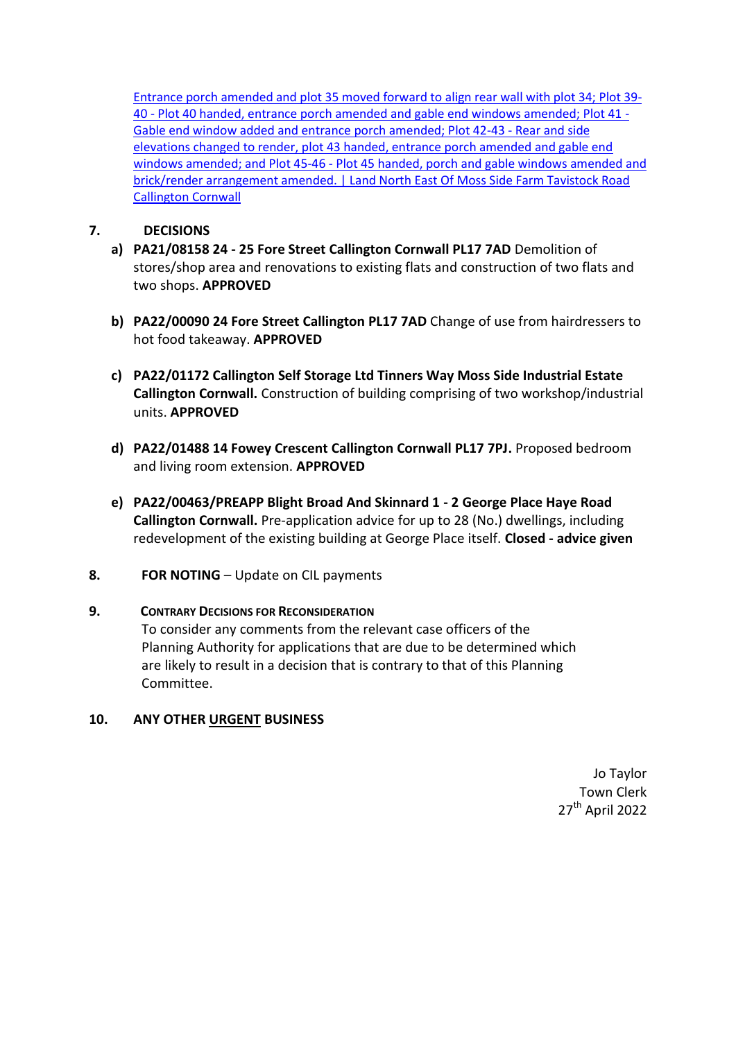Entrance porch amended and plot 35 moved forward to align rear wall with plot 34; Plot 39-40 - Plot 40 handed, entrance porch amended and gable end windows amended; Plot 41 - Gable end window added and entrance porch amended; Plot 42-43 - Rear and side elevations changed to render, plot 43 handed, entrance porch amended and gable end windows amended; and Plot 45-46 - Plot 45 handed, porch and gable windows amended and brick/render arrangement amended. | Land North East Of Moss Side Farm Tavistock Road Callington Cornwall

**7. DECISIONS**

a) **PA21/08158 24 - 25 Fore Street Callington Cornwall PL17 7AD** Demolition of stores/shop area and renovations to existing flats and construction of two flats and two shops. **APPROVED**

b) **PA22/00090 24 Fore Street Callington PL17 7AD** Change of use from hairdressers to hot food takeaway. **APPROVED**

c) **PA22/01172 Callington Self Storage Ltd Tinners Way Moss Side Industrial Estate Callington Cornwall.** Construction of building comprising of two workshop/industrial units. **APPROVED**

d) **PA22/01488 14 Fowey Crescent Callington Cornwall PL17 7PJ.** Proposed bedroom and living room extension. **APPROVED**

e) **PA22/00463/PREAPP Blight Broad And Skinnard 1 - 2 George Place Haye Road Callington Cornwall.** Pre-application advice for up to 28 (No.) dwellings, including redevelopment of the existing building at George Place itself. **Closed - advice given**

**8. FOR NOTING** – Update on CIL payments

**9. CONTRARY DECISIONS FOR RECONSIDERATION**

To consider any comments from the relevant case officers of the Planning Authority for applications that are due to be determined which are likely to result in a decision that is contrary to that of this Planning Committee.

**10. ANY OTHER URGENT BUSINESS**

Jo Taylor
Town Clerk
27th April 2022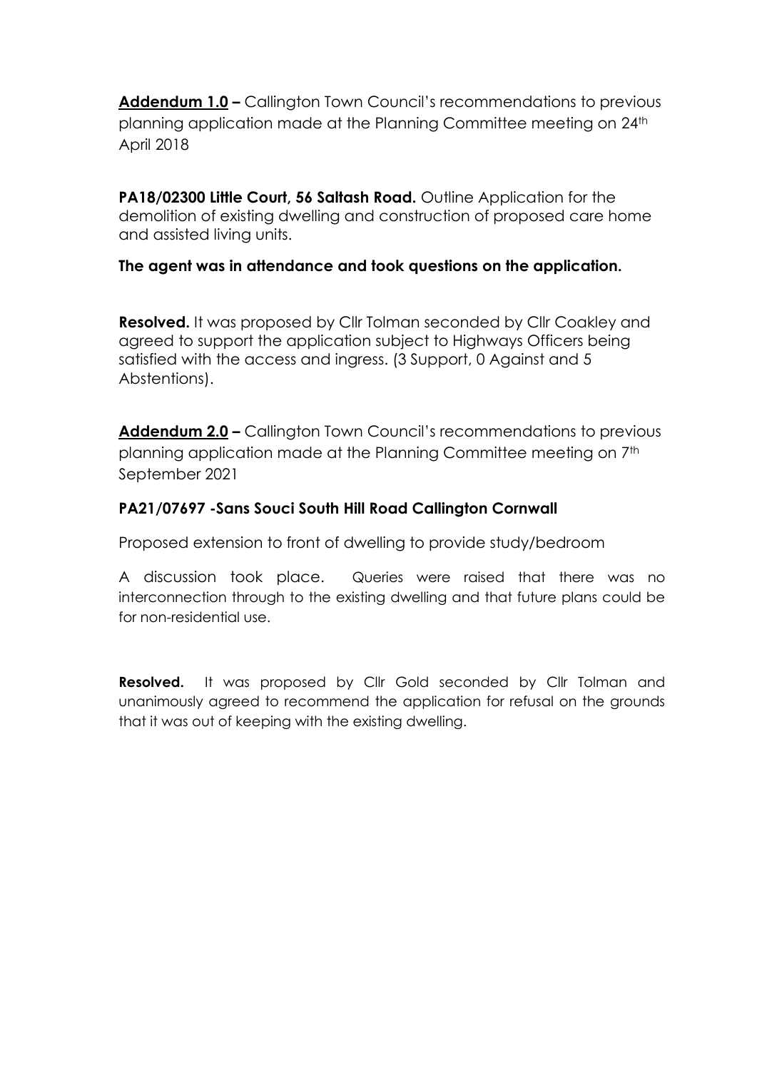**Addendum 1.0 –** Callington Town Council's recommendations to previous planning application made at the Planning Committee meeting on 24th April 2018

**PA18/02300 Little Court, 56 Saltash Road.** Outline Application for the demolition of existing dwelling and construction of proposed care home and assisted living units.

**The agent was in attendance and took questions on the application.**

**Resolved.** It was proposed by Cllr Tolman seconded by Cllr Coakley and agreed to support the application subject to Highways Officers being satisfied with the access and ingress. (3 Support, 0 Against and 5 Abstentions).

**Addendum 2.0 –** Callington Town Council's recommendations to previous planning application made at the Planning Committee meeting on 7th September 2021

**PA21/07697 -Sans Souci South Hill Road Callington Cornwall**

Proposed extension to front of dwelling to provide study/bedroom

A discussion took place. Queries were raised that there was no interconnection through to the existing dwelling and that future plans could be for non-residential use.

**Resolved.** It was proposed by Cllr Gold seconded by Cllr Tolman and unanimously agreed to recommend the application for refusal on the grounds that it was out of keeping with the existing dwelling.